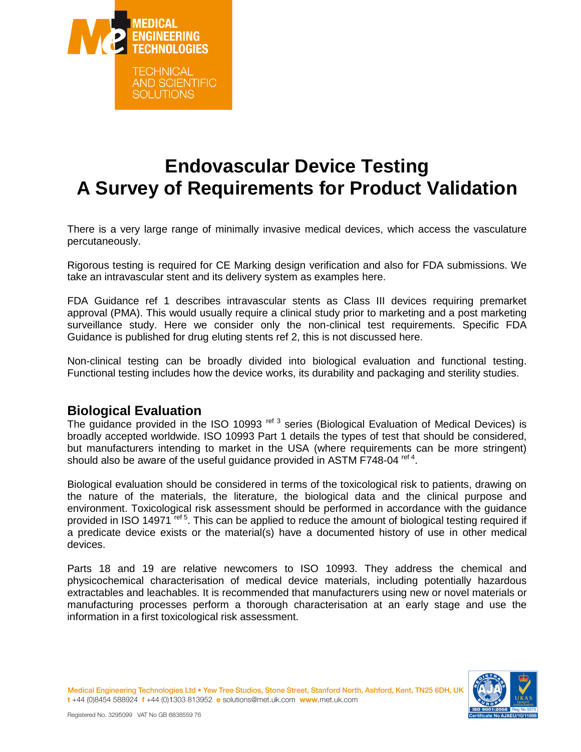# Endovascular Device Testing
# A Survey of Requirements for Product Validation

There is a very large range of minimally invasive medical devices, which access the vasculature percutaneously.

Rigorous testing is required for CE Marking design verification and also for FDA submissions. We take an intravascular stent and its delivery system as examples here.

FDA Guidance ref 1 describes intravascular stents as Class III devices requiring premarket approval (PMA). This would usually require a clinical study prior to marketing and a post marketing surveillance study. Here we consider only the non-clinical test requirements. Specific FDA Guidance is published for drug eluting stents ref 2, this is not discussed here.

Non-clinical testing can be broadly divided into biological evaluation and functional testing. Functional testing includes how the device works, its durability and packaging and sterility studies.

## Biological Evaluation

The guidance provided in the ISO 10993 [ref 3] series (Biological Evaluation of Medical Devices) is broadly accepted worldwide. ISO 10993 Part 1 details the types of test that should be considered, but manufacturers intending to market in the USA (where requirements can be more stringent) should also be aware of the useful guidance provided in ASTM F748-04 [ref 4].

Biological evaluation should be considered in terms of the toxicological risk to patients, drawing on the nature of the materials, the literature, the biological data and the clinical purpose and environment. Toxicological risk assessment should be performed in accordance with the guidance provided in ISO 14971 [ref 5]. This can be applied to reduce the amount of biological testing required if a predicate device exists or the material(s) have a documented history of use in other medical devices.

Parts 18 and 19 are relative newcomers to ISO 10993. They address the chemical and physicochemical characterisation of medical device materials, including potentially hazardous extractables and leachables. It is recommended that manufacturers using new or novel materials or manufacturing processes perform a thorough characterisation at an early stage and use the information in a first toxicological risk assessment.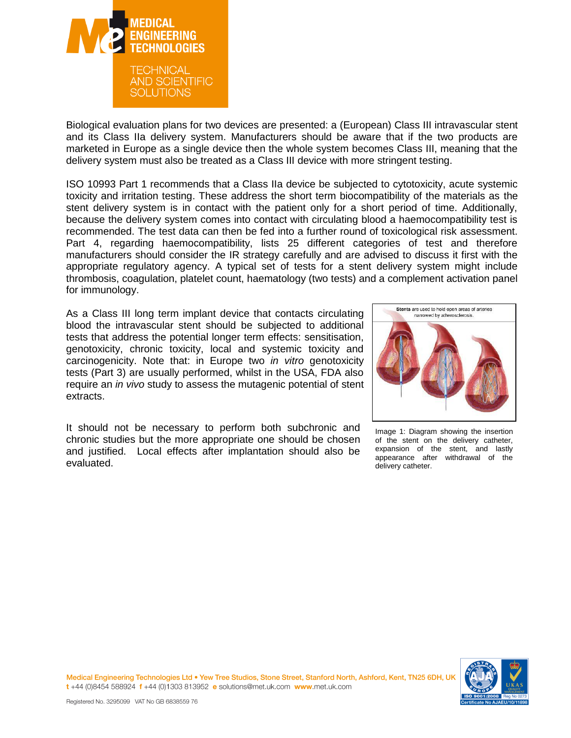Biological evaluation plans for two devices are presented: a (European) Class III intravascular stent and its Class IIa delivery system. Manufacturers should be aware that if the two products are marketed in Europe as a single device then the whole system becomes Class III, meaning that the delivery system must also be treated as a Class III device with more stringent testing.

ISO 10993 Part 1 recommends that a Class IIa device be subjected to cytotoxicity, acute systemic toxicity and irritation testing. These address the short term biocompatibility of the materials as the stent delivery system is in contact with the patient only for a short period of time. Additionally, because the delivery system comes into contact with circulating blood a haemocompatibility test is recommended. The test data can then be fed into a further round of toxicological risk assessment. Part 4, regarding haemocompatibility, lists 25 different categories of test and therefore manufacturers should consider the IR strategy carefully and are advised to discuss it first with the appropriate regulatory agency. A typical set of tests for a stent delivery system might include thrombosis, coagulation, platelet count, haematology (two tests) and a complement activation panel for immunology.

As a Class III long term implant device that contacts circulating blood the intravascular stent should be subjected to additional tests that address the potential longer term effects: sensitisation, genotoxicity, chronic toxicity, local and systemic toxicity and carcinogenicity. Note that: in Europe two *in vitro* genotoxicity tests (Part 3) are usually performed, whilst in the USA, FDA also require an *in vivo* study to assess the mutagenic potential of stent extracts.

It should not be necessary to perform both subchronic and chronic studies but the more appropriate one should be chosen and justified. Local effects after implantation should also be evaluated.

Image 1: Diagram showing the insertion of the stent on the delivery catheter, expansion of the stent, and lastly appearance after withdrawal of the delivery catheter.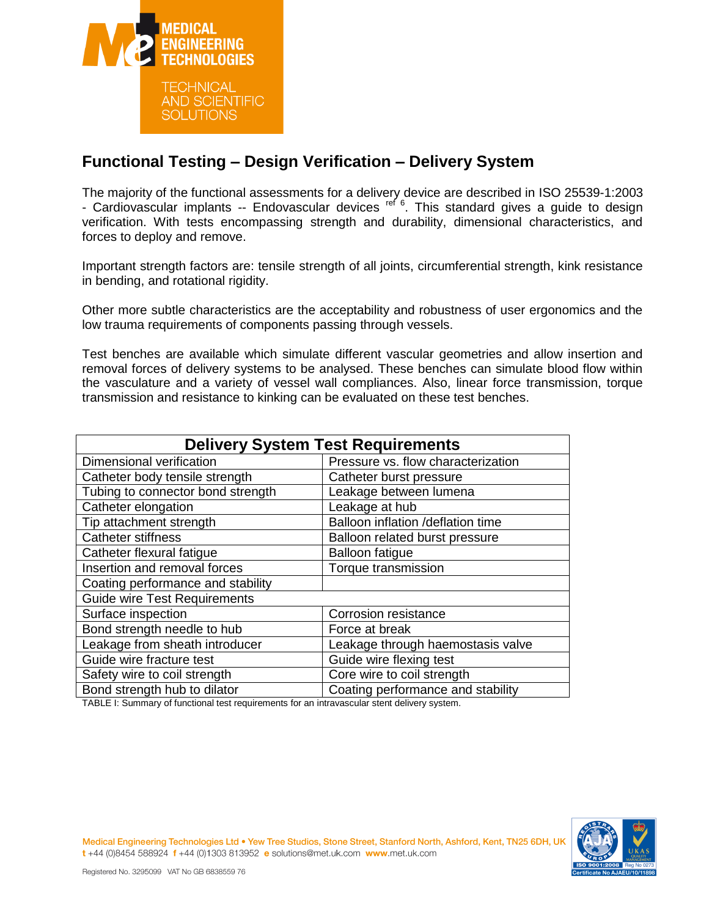## Functional Testing – Design Verification – Delivery System

The majority of the functional assessments for a delivery device are described in ISO 25539-1:2003 - Cardiovascular implants -- Endovascular devices [ref 6]. This standard gives a guide to design verification. With tests encompassing strength and durability, dimensional characteristics, and forces to deploy and remove.

Important strength factors are: tensile strength of all joints, circumferential strength, kink resistance in bending, and rotational rigidity.

Other more subtle characteristics are the acceptability and robustness of user ergonomics and the low trauma requirements of components passing through vessels.

Test benches are available which simulate different vascular geometries and allow insertion and removal forces of delivery systems to be analysed. These benches can simulate blood flow within the vasculature and a variety of vessel wall compliances. Also, linear force transmission, torque transmission and resistance to kinking can be evaluated on these test benches.

| Delivery System Test Requirements | |
|---|---|
| Dimensional verification | Pressure vs. flow characterization |
| Catheter body tensile strength | Catheter burst pressure |
| Tubing to connector bond strength | Leakage between lumena |
| Catheter elongation | Leakage at hub |
| Tip attachment strength | Balloon inflation /deflation time |
| Catheter stiffness | Balloon related burst pressure |
| Catheter flexural fatigue | Balloon fatigue |
| Insertion and removal forces | Torque transmission |
| Coating performance and stability | |
| Guide wire Test Requirements | |
| Surface inspection | Corrosion resistance |
| Bond strength needle to hub | Force at break |
| Leakage from sheath introducer | Leakage through haemostasis valve |
| Guide wire fracture test | Guide wire flexing test |
| Safety wire to coil strength | Core wire to coil strength |
| Bond strength hub to dilator | Coating performance and stability |

TABLE I: Summary of functional test requirements for an intravascular stent delivery system.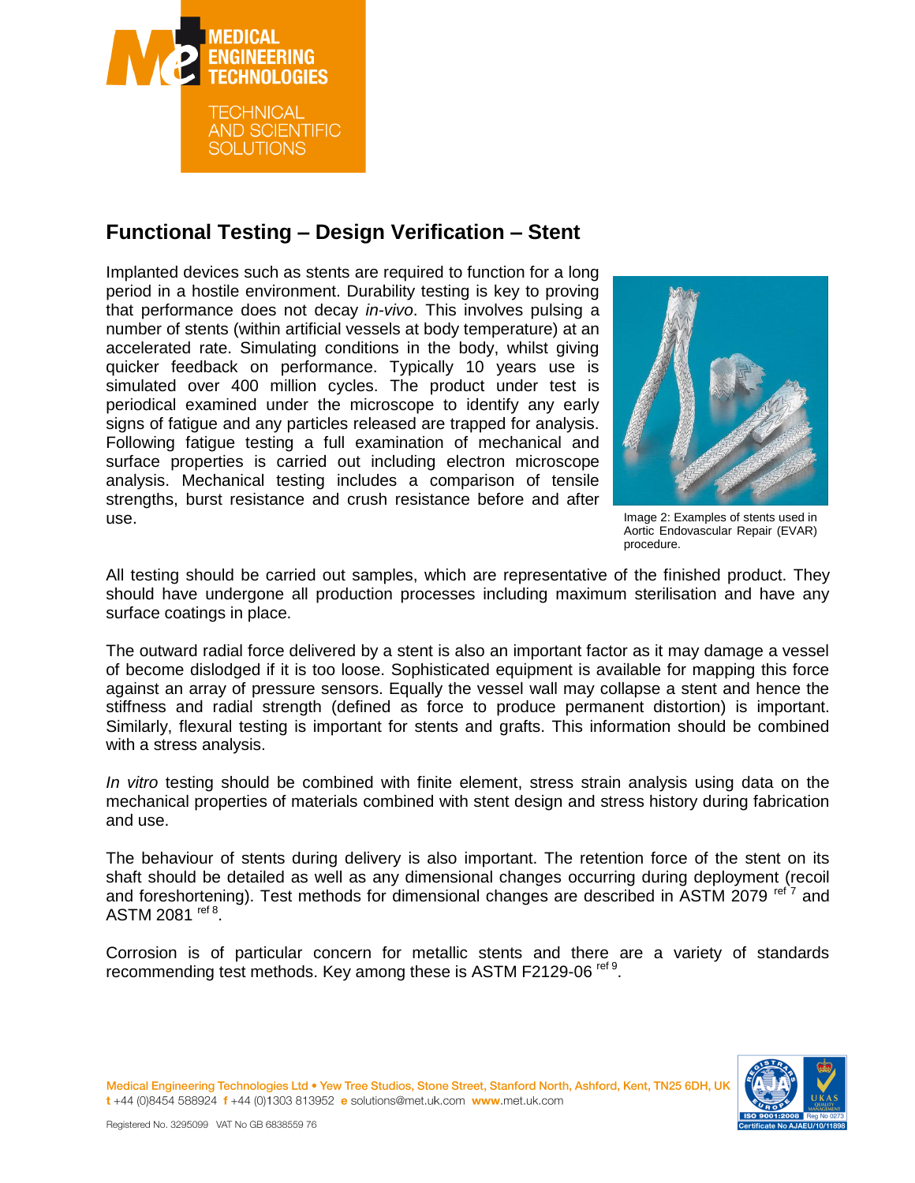## Functional Testing – Design Verification – Stent

Implanted devices such as stents are required to function for a long period in a hostile environment. Durability testing is key to proving that performance does not decay *in-vivo*. This involves pulsing a number of stents (within artificial vessels at body temperature) at an accelerated rate. Simulating conditions in the body, whilst giving quicker feedback on performance. Typically 10 years use is simulated over 400 million cycles. The product under test is periodical examined under the microscope to identify any early signs of fatigue and any particles released are trapped for analysis. Following fatigue testing a full examination of mechanical and surface properties is carried out including electron microscope analysis. Mechanical testing includes a comparison of tensile strengths, burst resistance and crush resistance before and after use.

Image 2: Examples of stents used in Aortic Endovascular Repair (EVAR) procedure.

All testing should be carried out samples, which are representative of the finished product. They should have undergone all production processes including maximum sterilisation and have any surface coatings in place.

The outward radial force delivered by a stent is also an important factor as it may damage a vessel of become dislodged if it is too loose. Sophisticated equipment is available for mapping this force against an array of pressure sensors. Equally the vessel wall may collapse a stent and hence the stiffness and radial strength (defined as force to produce permanent distortion) is important. Similarly, flexural testing is important for stents and grafts. This information should be combined with a stress analysis.

*In vitro* testing should be combined with finite element, stress strain analysis using data on the mechanical properties of materials combined with stent design and stress history during fabrication and use.

The behaviour of stents during delivery is also important. The retention force of the stent on its shaft should be detailed as well as any dimensional changes occurring during deployment (recoil and foreshortening). Test methods for dimensional changes are described in ASTM 2079 [ref 7] and ASTM 2081 [ref 8].

Corrosion is of particular concern for metallic stents and there are a variety of standards recommending test methods. Key among these is ASTM F2129-06 [ref 9].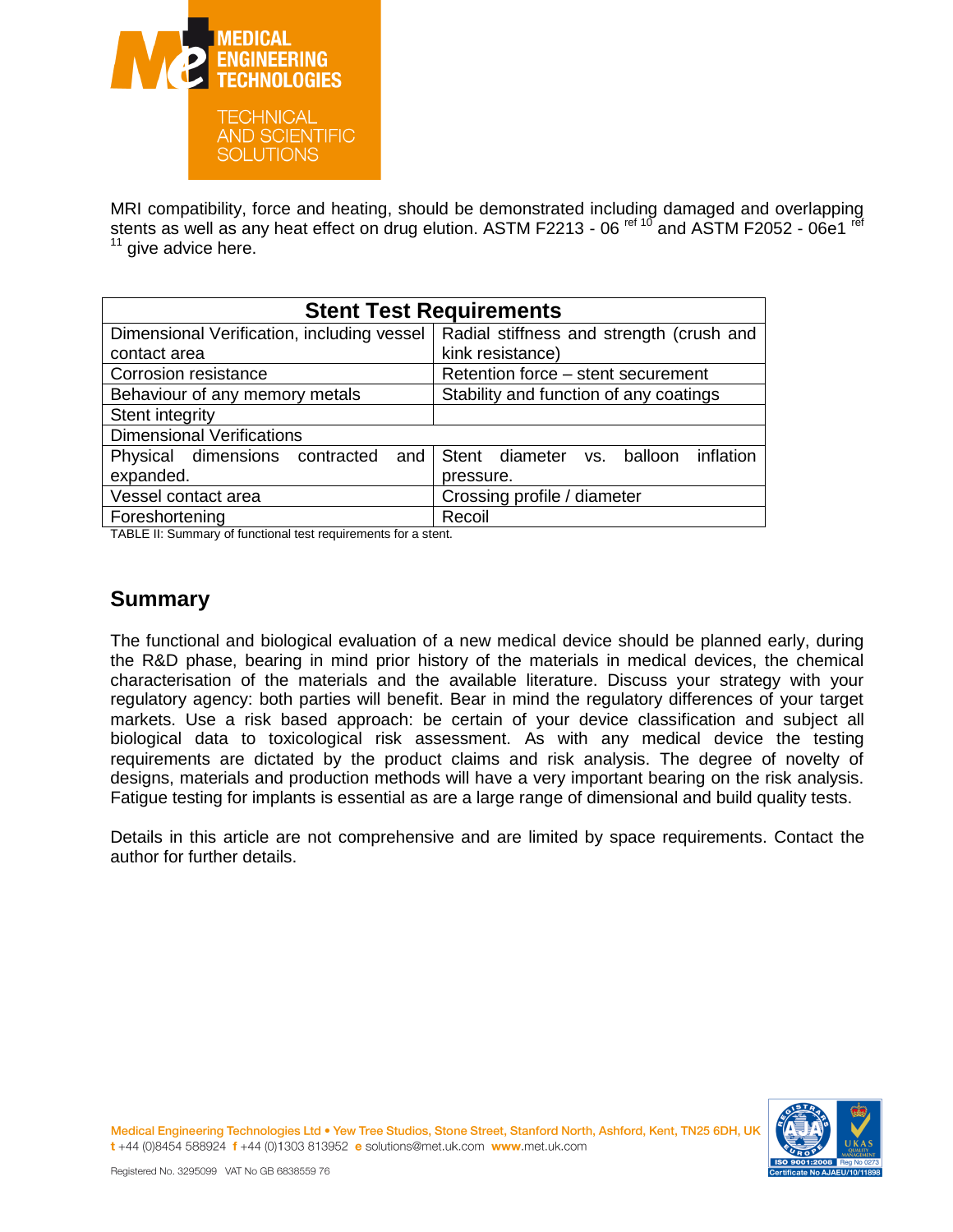MRI compatibility, force and heating, should be demonstrated including damaged and overlapping stents as well as any heat effect on drug elution. ASTM F2213 - 06 [ref 10] and ASTM F2052 - 06e1 [ref 11] give advice here.

| Stent Test Requirements | |
|---|---|
| Dimensional Verification, including vessel contact area | Radial stiffness and strength (crush and kink resistance) |
| Corrosion resistance | Retention force – stent securement |
| Behaviour of any memory metals | Stability and function of any coatings |
| Stent integrity | |
| Dimensional Verifications | |
| Physical dimensions contracted and expanded. | Stent diameter vs. balloon inflation pressure. |
| Vessel contact area | Crossing profile / diameter |
| Foreshortening | Recoil |

TABLE II: Summary of functional test requirements for a stent.

## Summary

The functional and biological evaluation of a new medical device should be planned early, during the R&D phase, bearing in mind prior history of the materials in medical devices, the chemical characterisation of the materials and the available literature. Discuss your strategy with your regulatory agency: both parties will benefit. Bear in mind the regulatory differences of your target markets. Use a risk based approach: be certain of your device classification and subject all biological data to toxicological risk assessment. As with any medical device the testing requirements are dictated by the product claims and risk analysis. The degree of novelty of designs, materials and production methods will have a very important bearing on the risk analysis. Fatigue testing for implants is essential as are a large range of dimensional and build quality tests.

Details in this article are not comprehensive and are limited by space requirements. Contact the author for further details.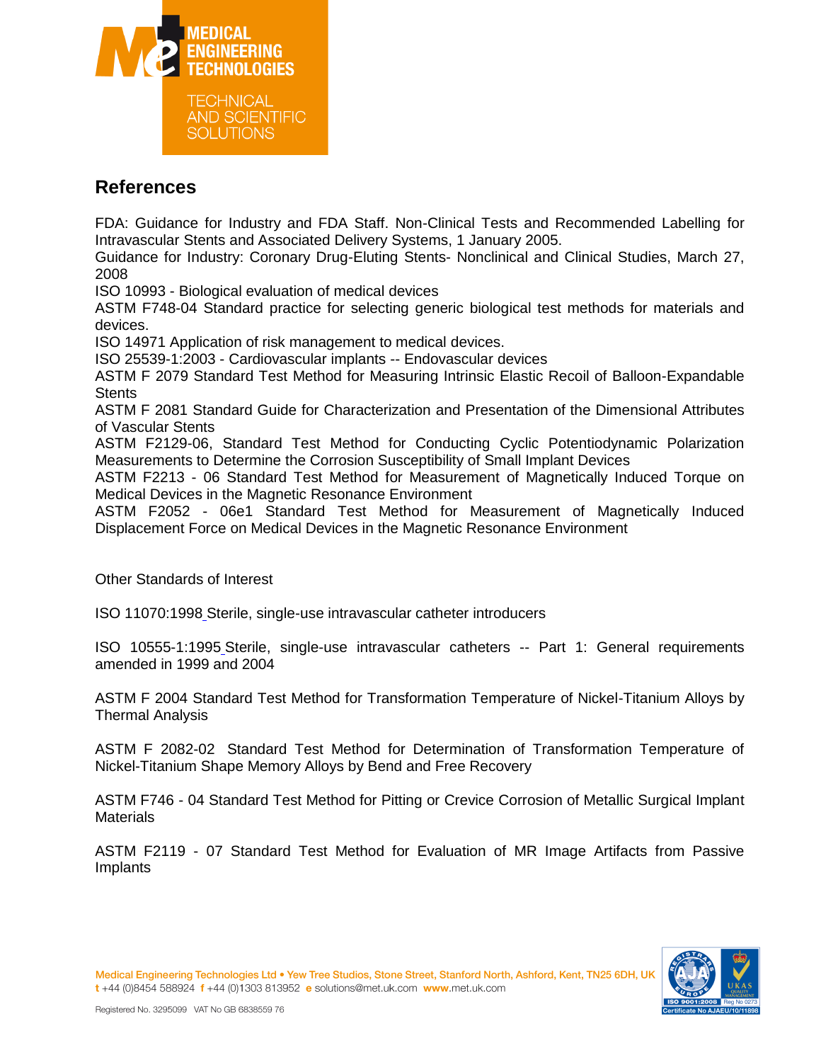## References

FDA: Guidance for Industry and FDA Staff. Non-Clinical Tests and Recommended Labelling for Intravascular Stents and Associated Delivery Systems, 1 January 2005.
Guidance for Industry: Coronary Drug-Eluting Stents- Nonclinical and Clinical Studies, March 27, 2008
ISO 10993 - Biological evaluation of medical devices
ASTM F748-04 Standard practice for selecting generic biological test methods for materials and devices.
ISO 14971 Application of risk management to medical devices.
ISO 25539-1:2003 - Cardiovascular implants -- Endovascular devices
ASTM F 2079 Standard Test Method for Measuring Intrinsic Elastic Recoil of Balloon-Expandable Stents
ASTM F 2081 Standard Guide for Characterization and Presentation of the Dimensional Attributes of Vascular Stents
ASTM F2129-06, Standard Test Method for Conducting Cyclic Potentiodynamic Polarization Measurements to Determine the Corrosion Susceptibility of Small Implant Devices
ASTM F2213 - 06 Standard Test Method for Measurement of Magnetically Induced Torque on Medical Devices in the Magnetic Resonance Environment
ASTM F2052 - 06e1 Standard Test Method for Measurement of Magnetically Induced Displacement Force on Medical Devices in the Magnetic Resonance Environment

Other Standards of Interest

ISO 11070:1998 Sterile, single-use intravascular catheter introducers

ISO 10555-1:1995 Sterile, single-use intravascular catheters -- Part 1: General requirements amended in 1999 and 2004

ASTM F 2004 Standard Test Method for Transformation Temperature of Nickel-Titanium Alloys by Thermal Analysis

ASTM F 2082-02 Standard Test Method for Determination of Transformation Temperature of Nickel-Titanium Shape Memory Alloys by Bend and Free Recovery

ASTM F746 - 04 Standard Test Method for Pitting or Crevice Corrosion of Metallic Surgical Implant Materials

ASTM F2119 - 07 Standard Test Method for Evaluation of MR Image Artifacts from Passive Implants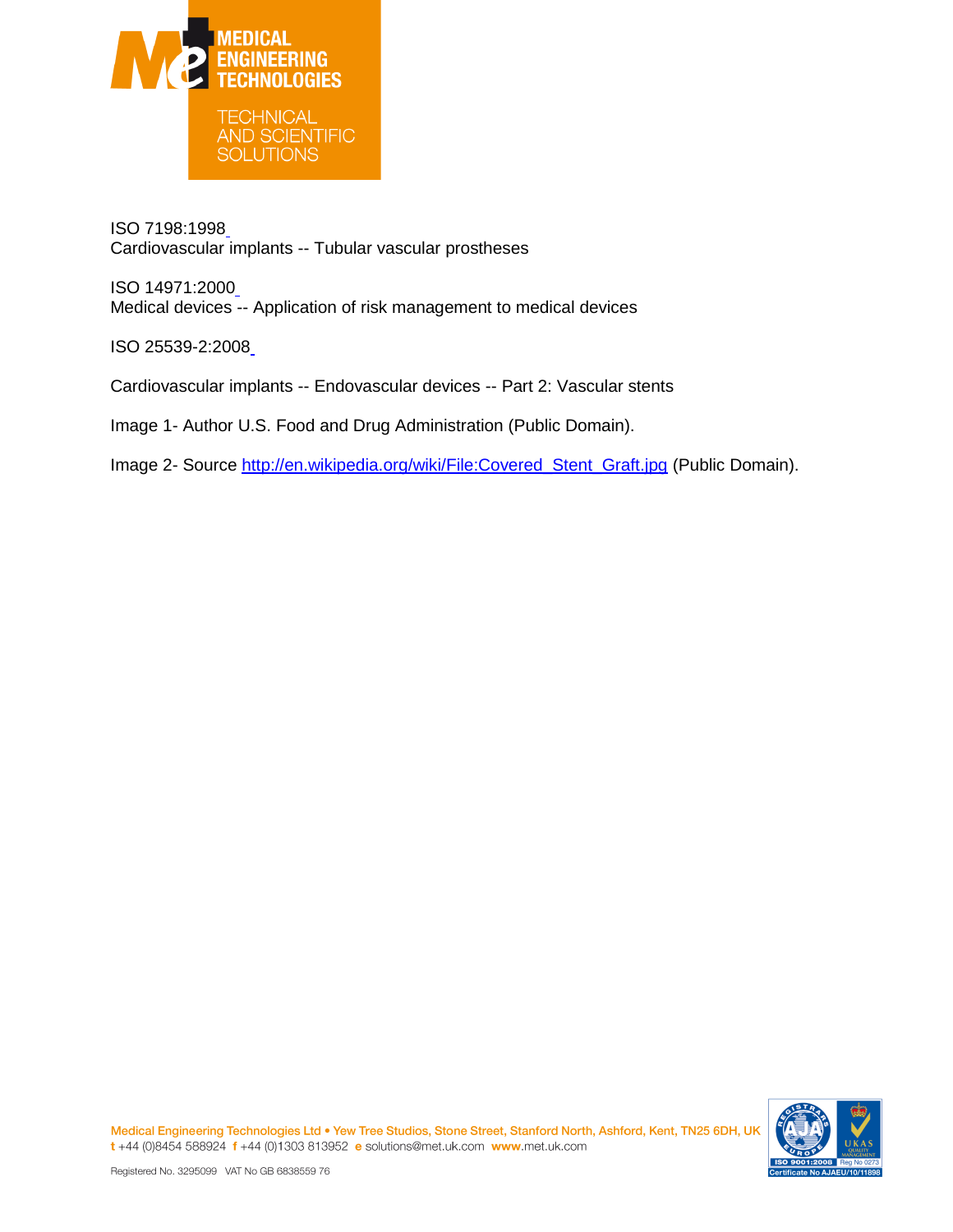ISO 7198:1998
Cardiovascular implants -- Tubular vascular prostheses

ISO 14971:2000
Medical devices -- Application of risk management to medical devices

ISO 25539-2:2008

Cardiovascular implants -- Endovascular devices -- Part 2: Vascular stents

Image 1- Author U.S. Food and Drug Administration (Public Domain).

Image 2- Source http://en.wikipedia.org/wiki/File:Covered_Stent_Graft.jpg (Public Domain).